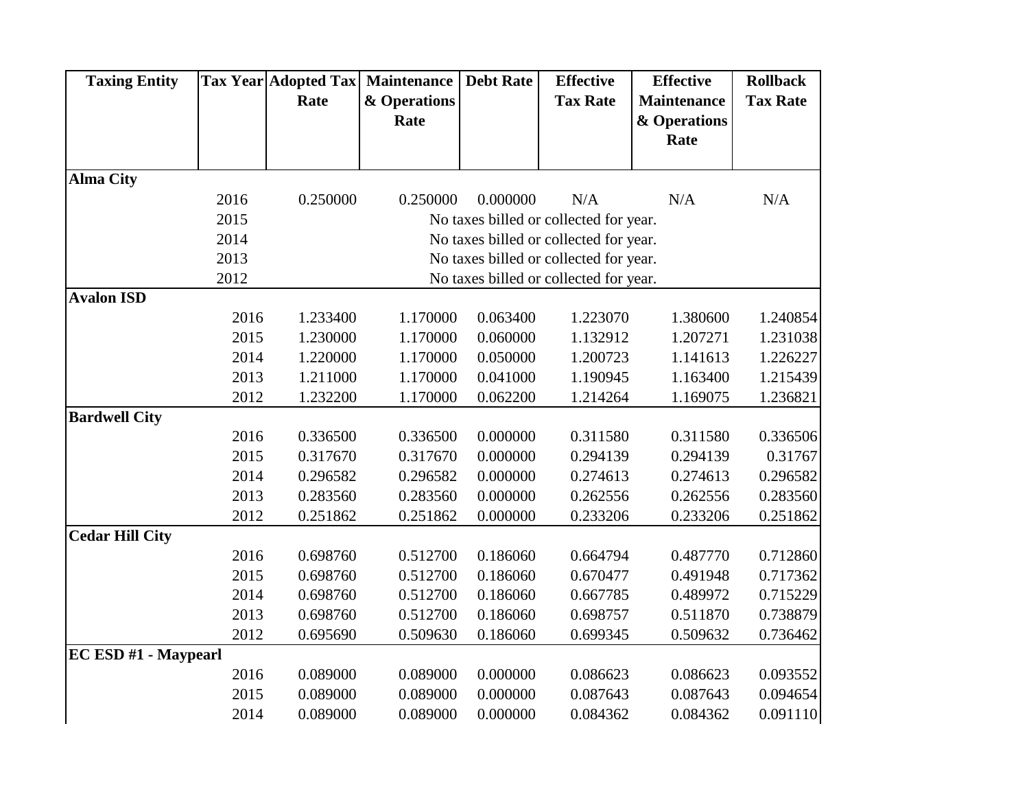| Taxing Entity | Tax Year | Adopted Tax Rate | Maintenance & Operations Rate | Debt Rate | Effective Tax Rate | Effective Maintenance & Operations Rate | Rollback Tax Rate |
|---|---|---|---|---|---|---|---|
| **Alma City** | | | | | | | |
| | 2016 | 0.250000 | 0.250000 | 0.000000 | N/A | N/A | N/A |
| | 2015 | No taxes billed or collected for year. | | | | | |
| | 2014 | No taxes billed or collected for year. | | | | | |
| | 2013 | No taxes billed or collected for year. | | | | | |
| | 2012 | No taxes billed or collected for year. | | | | | |
| **Avalon ISD** | | | | | | | |
| | 2016 | 1.233400 | 1.170000 | 0.063400 | 1.223070 | 1.380600 | 1.240854 |
| | 2015 | 1.230000 | 1.170000 | 0.060000 | 1.132912 | 1.207271 | 1.231038 |
| | 2014 | 1.220000 | 1.170000 | 0.050000 | 1.200723 | 1.141613 | 1.226227 |
| | 2013 | 1.211000 | 1.170000 | 0.041000 | 1.190945 | 1.163400 | 1.215439 |
| | 2012 | 1.232200 | 1.170000 | 0.062200 | 1.214264 | 1.169075 | 1.236821 |
| **Bardwell City** | | | | | | | |
| | 2016 | 0.336500 | 0.336500 | 0.000000 | 0.311580 | 0.311580 | 0.336506 |
| | 2015 | 0.317670 | 0.317670 | 0.000000 | 0.294139 | 0.294139 | 0.31767 |
| | 2014 | 0.296582 | 0.296582 | 0.000000 | 0.274613 | 0.274613 | 0.296582 |
| | 2013 | 0.283560 | 0.283560 | 0.000000 | 0.262556 | 0.262556 | 0.283560 |
| | 2012 | 0.251862 | 0.251862 | 0.000000 | 0.233206 | 0.233206 | 0.251862 |
| **Cedar Hill City** | | | | | | | |
| | 2016 | 0.698760 | 0.512700 | 0.186060 | 0.664794 | 0.487770 | 0.712860 |
| | 2015 | 0.698760 | 0.512700 | 0.186060 | 0.670477 | 0.491948 | 0.717362 |
| | 2014 | 0.698760 | 0.512700 | 0.186060 | 0.667785 | 0.489972 | 0.715229 |
| | 2013 | 0.698760 | 0.512700 | 0.186060 | 0.698757 | 0.511870 | 0.738879 |
| | 2012 | 0.695690 | 0.509630 | 0.186060 | 0.699345 | 0.509632 | 0.736462 |
| **EC ESD #1 - Maypearl** | | | | | | | |
| | 2016 | 0.089000 | 0.089000 | 0.000000 | 0.086623 | 0.086623 | 0.093552 |
| | 2015 | 0.089000 | 0.089000 | 0.000000 | 0.087643 | 0.087643 | 0.094654 |
| | 2014 | 0.089000 | 0.089000 | 0.000000 | 0.084362 | 0.084362 | 0.091110 |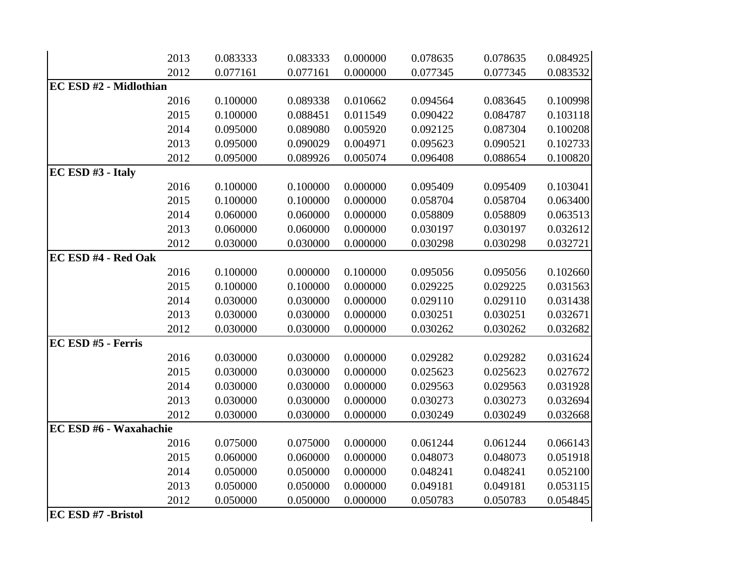| | | | | | | |
|---|---|---|---|---|---|---|
| 2013 | 0.083333 | 0.083333 | 0.000000 | 0.078635 | 0.078635 | 0.084925 |
| 2012 | 0.077161 | 0.077161 | 0.000000 | 0.077345 | 0.077345 | 0.083532 |
| **EC ESD #2 - Midlothian** | | | | | | |
| 2016 | 0.100000 | 0.089338 | 0.010662 | 0.094564 | 0.083645 | 0.100998 |
| 2015 | 0.100000 | 0.088451 | 0.011549 | 0.090422 | 0.084787 | 0.103118 |
| 2014 | 0.095000 | 0.089080 | 0.005920 | 0.092125 | 0.087304 | 0.100208 |
| 2013 | 0.095000 | 0.090029 | 0.004971 | 0.095623 | 0.090521 | 0.102733 |
| 2012 | 0.095000 | 0.089926 | 0.005074 | 0.096408 | 0.088654 | 0.100820 |
| **EC ESD #3 - Italy** | | | | | | |
| 2016 | 0.100000 | 0.100000 | 0.000000 | 0.095409 | 0.095409 | 0.103041 |
| 2015 | 0.100000 | 0.100000 | 0.000000 | 0.058704 | 0.058704 | 0.063400 |
| 2014 | 0.060000 | 0.060000 | 0.000000 | 0.058809 | 0.058809 | 0.063513 |
| 2013 | 0.060000 | 0.060000 | 0.000000 | 0.030197 | 0.030197 | 0.032612 |
| 2012 | 0.030000 | 0.030000 | 0.000000 | 0.030298 | 0.030298 | 0.032721 |
| **EC ESD #4 - Red Oak** | | | | | | |
| 2016 | 0.100000 | 0.000000 | 0.100000 | 0.095056 | 0.095056 | 0.102660 |
| 2015 | 0.100000 | 0.100000 | 0.000000 | 0.029225 | 0.029225 | 0.031563 |
| 2014 | 0.030000 | 0.030000 | 0.000000 | 0.029110 | 0.029110 | 0.031438 |
| 2013 | 0.030000 | 0.030000 | 0.000000 | 0.030251 | 0.030251 | 0.032671 |
| 2012 | 0.030000 | 0.030000 | 0.000000 | 0.030262 | 0.030262 | 0.032682 |
| **EC ESD #5 - Ferris** | | | | | | |
| 2016 | 0.030000 | 0.030000 | 0.000000 | 0.029282 | 0.029282 | 0.031624 |
| 2015 | 0.030000 | 0.030000 | 0.000000 | 0.025623 | 0.025623 | 0.027672 |
| 2014 | 0.030000 | 0.030000 | 0.000000 | 0.029563 | 0.029563 | 0.031928 |
| 2013 | 0.030000 | 0.030000 | 0.000000 | 0.030273 | 0.030273 | 0.032694 |
| 2012 | 0.030000 | 0.030000 | 0.000000 | 0.030249 | 0.030249 | 0.032668 |
| **EC ESD #6 - Waxahachie** | | | | | | |
| 2016 | 0.075000 | 0.075000 | 0.000000 | 0.061244 | 0.061244 | 0.066143 |
| 2015 | 0.060000 | 0.060000 | 0.000000 | 0.048073 | 0.048073 | 0.051918 |
| 2014 | 0.050000 | 0.050000 | 0.000000 | 0.048241 | 0.048241 | 0.052100 |
| 2013 | 0.050000 | 0.050000 | 0.000000 | 0.049181 | 0.049181 | 0.053115 |
| 2012 | 0.050000 | 0.050000 | 0.000000 | 0.050783 | 0.050783 | 0.054845 |
| **EC ESD #7 -Bristol** | | | | | | |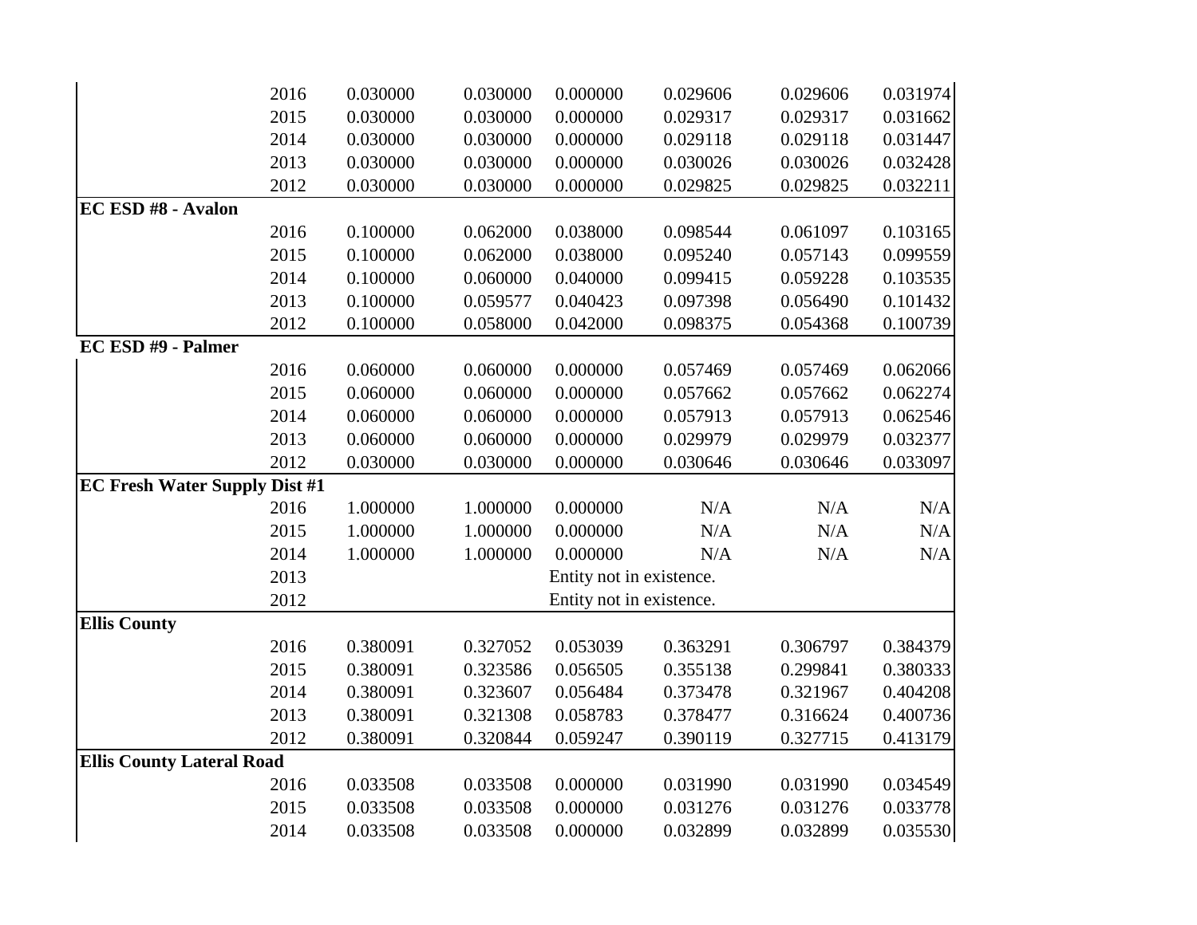| | | | | | | | |
|---|---|---|---|---|---|---|---|
| | 2016 | 0.030000 | 0.030000 | 0.000000 | 0.029606 | 0.029606 | 0.031974 |
| | 2015 | 0.030000 | 0.030000 | 0.000000 | 0.029317 | 0.029317 | 0.031662 |
| | 2014 | 0.030000 | 0.030000 | 0.000000 | 0.029118 | 0.029118 | 0.031447 |
| | 2013 | 0.030000 | 0.030000 | 0.000000 | 0.030026 | 0.030026 | 0.032428 |
| | 2012 | 0.030000 | 0.030000 | 0.000000 | 0.029825 | 0.029825 | 0.032211 |
| **EC ESD #8 - Avalon** | | | | | | | |
| | 2016 | 0.100000 | 0.062000 | 0.038000 | 0.098544 | 0.061097 | 0.103165 |
| | 2015 | 0.100000 | 0.062000 | 0.038000 | 0.095240 | 0.057143 | 0.099559 |
| | 2014 | 0.100000 | 0.060000 | 0.040000 | 0.099415 | 0.059228 | 0.103535 |
| | 2013 | 0.100000 | 0.059577 | 0.040423 | 0.097398 | 0.056490 | 0.101432 |
| | 2012 | 0.100000 | 0.058000 | 0.042000 | 0.098375 | 0.054368 | 0.100739 |
| **EC ESD #9 - Palmer** | | | | | | | |
| | 2016 | 0.060000 | 0.060000 | 0.000000 | 0.057469 | 0.057469 | 0.062066 |
| | 2015 | 0.060000 | 0.060000 | 0.000000 | 0.057662 | 0.057662 | 0.062274 |
| | 2014 | 0.060000 | 0.060000 | 0.000000 | 0.057913 | 0.057913 | 0.062546 |
| | 2013 | 0.060000 | 0.060000 | 0.000000 | 0.029979 | 0.029979 | 0.032377 |
| | 2012 | 0.030000 | 0.030000 | 0.000000 | 0.030646 | 0.030646 | 0.033097 |
| **EC Fresh Water Supply Dist #1** | | | | | | | |
| | 2016 | 1.000000 | 1.000000 | 0.000000 | N/A | N/A | N/A |
| | 2015 | 1.000000 | 1.000000 | 0.000000 | N/A | N/A | N/A |
| | 2014 | 1.000000 | 1.000000 | 0.000000 | N/A | N/A | N/A |
| | 2013 | | | Entity not in existence. | | | |
| | 2012 | | | Entity not in existence. | | | |
| **Ellis County** | | | | | | | |
| | 2016 | 0.380091 | 0.327052 | 0.053039 | 0.363291 | 0.306797 | 0.384379 |
| | 2015 | 0.380091 | 0.323586 | 0.056505 | 0.355138 | 0.299841 | 0.380333 |
| | 2014 | 0.380091 | 0.323607 | 0.056484 | 0.373478 | 0.321967 | 0.404208 |
| | 2013 | 0.380091 | 0.321308 | 0.058783 | 0.378477 | 0.316624 | 0.400736 |
| | 2012 | 0.380091 | 0.320844 | 0.059247 | 0.390119 | 0.327715 | 0.413179 |
| **Ellis County Lateral Road** | | | | | | | |
| | 2016 | 0.033508 | 0.033508 | 0.000000 | 0.031990 | 0.031990 | 0.034549 |
| | 2015 | 0.033508 | 0.033508 | 0.000000 | 0.031276 | 0.031276 | 0.033778 |
| | 2014 | 0.033508 | 0.033508 | 0.000000 | 0.032899 | 0.032899 | 0.035530 |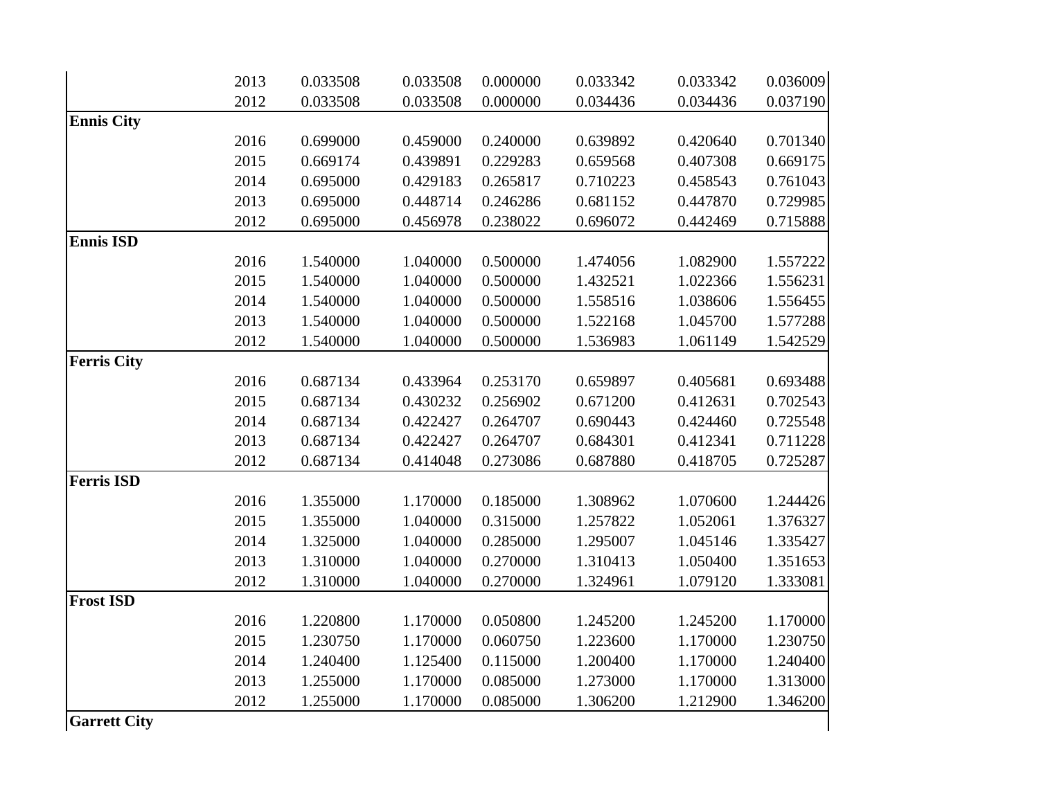| | | | | | | | |
|---|---|---|---|---|---|---|---|
| | 2013 | 0.033508 | 0.033508 | 0.000000 | 0.033342 | 0.033342 | 0.036009 |
| | 2012 | 0.033508 | 0.033508 | 0.000000 | 0.034436 | 0.034436 | 0.037190 |
| **Ennis City** | | | | | | | |
| | 2016 | 0.699000 | 0.459000 | 0.240000 | 0.639892 | 0.420640 | 0.701340 |
| | 2015 | 0.669174 | 0.439891 | 0.229283 | 0.659568 | 0.407308 | 0.669175 |
| | 2014 | 0.695000 | 0.429183 | 0.265817 | 0.710223 | 0.458543 | 0.761043 |
| | 2013 | 0.695000 | 0.448714 | 0.246286 | 0.681152 | 0.447870 | 0.729985 |
| | 2012 | 0.695000 | 0.456978 | 0.238022 | 0.696072 | 0.442469 | 0.715888 |
| **Ennis ISD** | | | | | | | |
| | 2016 | 1.540000 | 1.040000 | 0.500000 | 1.474056 | 1.082900 | 1.557222 |
| | 2015 | 1.540000 | 1.040000 | 0.500000 | 1.432521 | 1.022366 | 1.556231 |
| | 2014 | 1.540000 | 1.040000 | 0.500000 | 1.558516 | 1.038606 | 1.556455 |
| | 2013 | 1.540000 | 1.040000 | 0.500000 | 1.522168 | 1.045700 | 1.577288 |
| | 2012 | 1.540000 | 1.040000 | 0.500000 | 1.536983 | 1.061149 | 1.542529 |
| **Ferris City** | | | | | | | |
| | 2016 | 0.687134 | 0.433964 | 0.253170 | 0.659897 | 0.405681 | 0.693488 |
| | 2015 | 0.687134 | 0.430232 | 0.256902 | 0.671200 | 0.412631 | 0.702543 |
| | 2014 | 0.687134 | 0.422427 | 0.264707 | 0.690443 | 0.424460 | 0.725548 |
| | 2013 | 0.687134 | 0.422427 | 0.264707 | 0.684301 | 0.412341 | 0.711228 |
| | 2012 | 0.687134 | 0.414048 | 0.273086 | 0.687880 | 0.418705 | 0.725287 |
| **Ferris ISD** | | | | | | | |
| | 2016 | 1.355000 | 1.170000 | 0.185000 | 1.308962 | 1.070600 | 1.244426 |
| | 2015 | 1.355000 | 1.040000 | 0.315000 | 1.257822 | 1.052061 | 1.376327 |
| | 2014 | 1.325000 | 1.040000 | 0.285000 | 1.295007 | 1.045146 | 1.335427 |
| | 2013 | 1.310000 | 1.040000 | 0.270000 | 1.310413 | 1.050400 | 1.351653 |
| | 2012 | 1.310000 | 1.040000 | 0.270000 | 1.324961 | 1.079120 | 1.333081 |
| **Frost ISD** | | | | | | | |
| | 2016 | 1.220800 | 1.170000 | 0.050800 | 1.245200 | 1.245200 | 1.170000 |
| | 2015 | 1.230750 | 1.170000 | 0.060750 | 1.223600 | 1.170000 | 1.230750 |
| | 2014 | 1.240400 | 1.125400 | 0.115000 | 1.200400 | 1.170000 | 1.240400 |
| | 2013 | 1.255000 | 1.170000 | 0.085000 | 1.273000 | 1.170000 | 1.313000 |
| | 2012 | 1.255000 | 1.170000 | 0.085000 | 1.306200 | 1.212900 | 1.346200 |
| **Garrett City** | | | | | | | |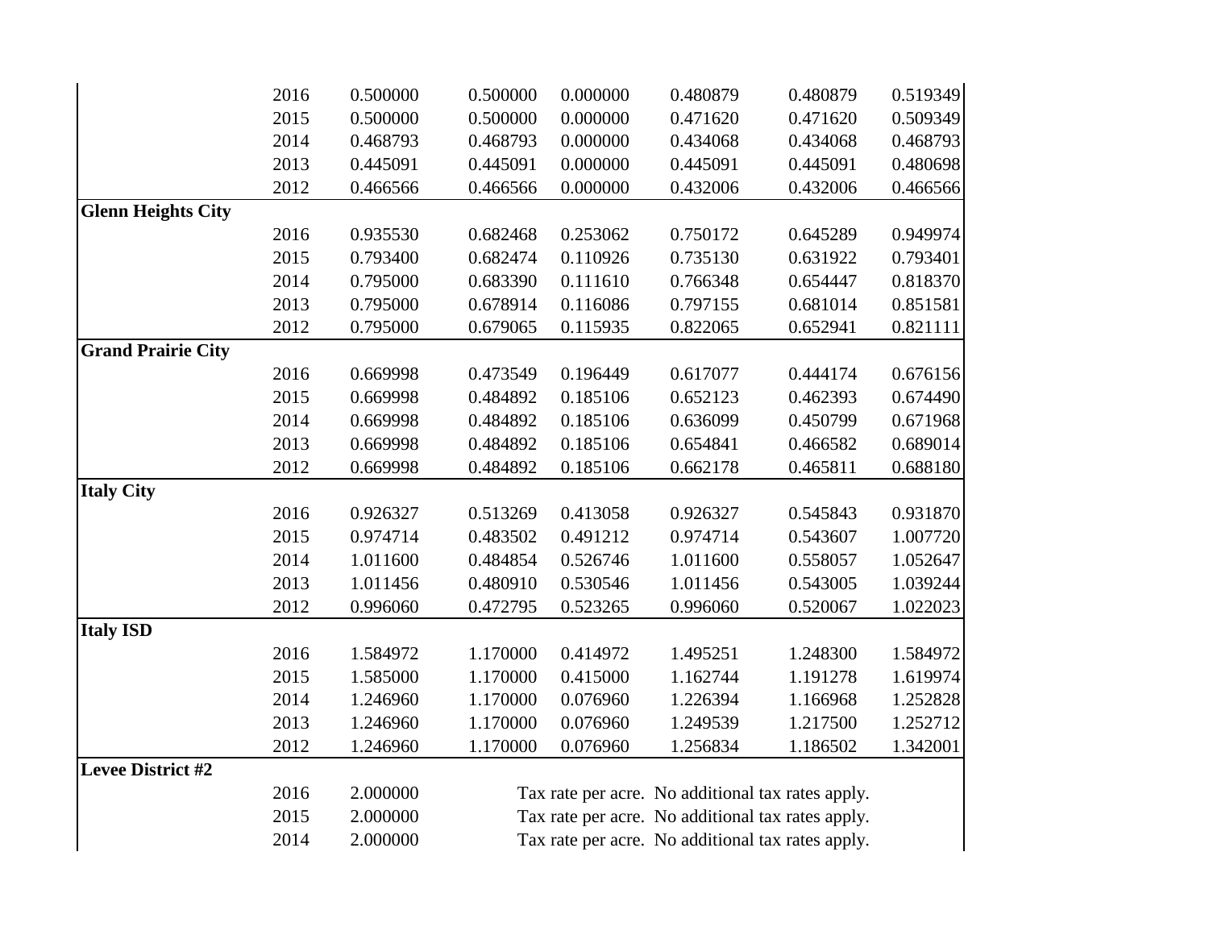| | | | | | | | |
|---|---|---|---|---|---|---|---|
| | 2016 | 0.500000 | 0.500000 | 0.000000 | 0.480879 | 0.480879 | 0.519349 |
| | 2015 | 0.500000 | 0.500000 | 0.000000 | 0.471620 | 0.471620 | 0.509349 |
| | 2014 | 0.468793 | 0.468793 | 0.000000 | 0.434068 | 0.434068 | 0.468793 |
| | 2013 | 0.445091 | 0.445091 | 0.000000 | 0.445091 | 0.445091 | 0.480698 |
| | 2012 | 0.466566 | 0.466566 | 0.000000 | 0.432006 | 0.432006 | 0.466566 |
| **Glenn Heights City** | | | | | | | |
| | 2016 | 0.935530 | 0.682468 | 0.253062 | 0.750172 | 0.645289 | 0.949974 |
| | 2015 | 0.793400 | 0.682474 | 0.110926 | 0.735130 | 0.631922 | 0.793401 |
| | 2014 | 0.795000 | 0.683390 | 0.111610 | 0.766348 | 0.654447 | 0.818370 |
| | 2013 | 0.795000 | 0.678914 | 0.116086 | 0.797155 | 0.681014 | 0.851581 |
| | 2012 | 0.795000 | 0.679065 | 0.115935 | 0.822065 | 0.652941 | 0.821111 |
| **Grand Prairie City** | | | | | | | |
| | 2016 | 0.669998 | 0.473549 | 0.196449 | 0.617077 | 0.444174 | 0.676156 |
| | 2015 | 0.669998 | 0.484892 | 0.185106 | 0.652123 | 0.462393 | 0.674490 |
| | 2014 | 0.669998 | 0.484892 | 0.185106 | 0.636099 | 0.450799 | 0.671968 |
| | 2013 | 0.669998 | 0.484892 | 0.185106 | 0.654841 | 0.466582 | 0.689014 |
| | 2012 | 0.669998 | 0.484892 | 0.185106 | 0.662178 | 0.465811 | 0.688180 |
| **Italy City** | | | | | | | |
| | 2016 | 0.926327 | 0.513269 | 0.413058 | 0.926327 | 0.545843 | 0.931870 |
| | 2015 | 0.974714 | 0.483502 | 0.491212 | 0.974714 | 0.543607 | 1.007720 |
| | 2014 | 1.011600 | 0.484854 | 0.526746 | 1.011600 | 0.558057 | 1.052647 |
| | 2013 | 1.011456 | 0.480910 | 0.530546 | 1.011456 | 0.543005 | 1.039244 |
| | 2012 | 0.996060 | 0.472795 | 0.523265 | 0.996060 | 0.520067 | 1.022023 |
| **Italy ISD** | | | | | | | |
| | 2016 | 1.584972 | 1.170000 | 0.414972 | 1.495251 | 1.248300 | 1.584972 |
| | 2015 | 1.585000 | 1.170000 | 0.415000 | 1.162744 | 1.191278 | 1.619974 |
| | 2014 | 1.246960 | 1.170000 | 0.076960 | 1.226394 | 1.166968 | 1.252828 |
| | 2013 | 1.246960 | 1.170000 | 0.076960 | 1.249539 | 1.217500 | 1.252712 |
| | 2012 | 1.246960 | 1.170000 | 0.076960 | 1.256834 | 1.186502 | 1.342001 |
| **Levee District #2** | | | | | | | |
| | 2016 | 2.000000 | Tax rate per acre. No additional tax rates apply. | | | | |
| | 2015 | 2.000000 | Tax rate per acre. No additional tax rates apply. | | | | |
| | 2014 | 2.000000 | Tax rate per acre. No additional tax rates apply. | | | | |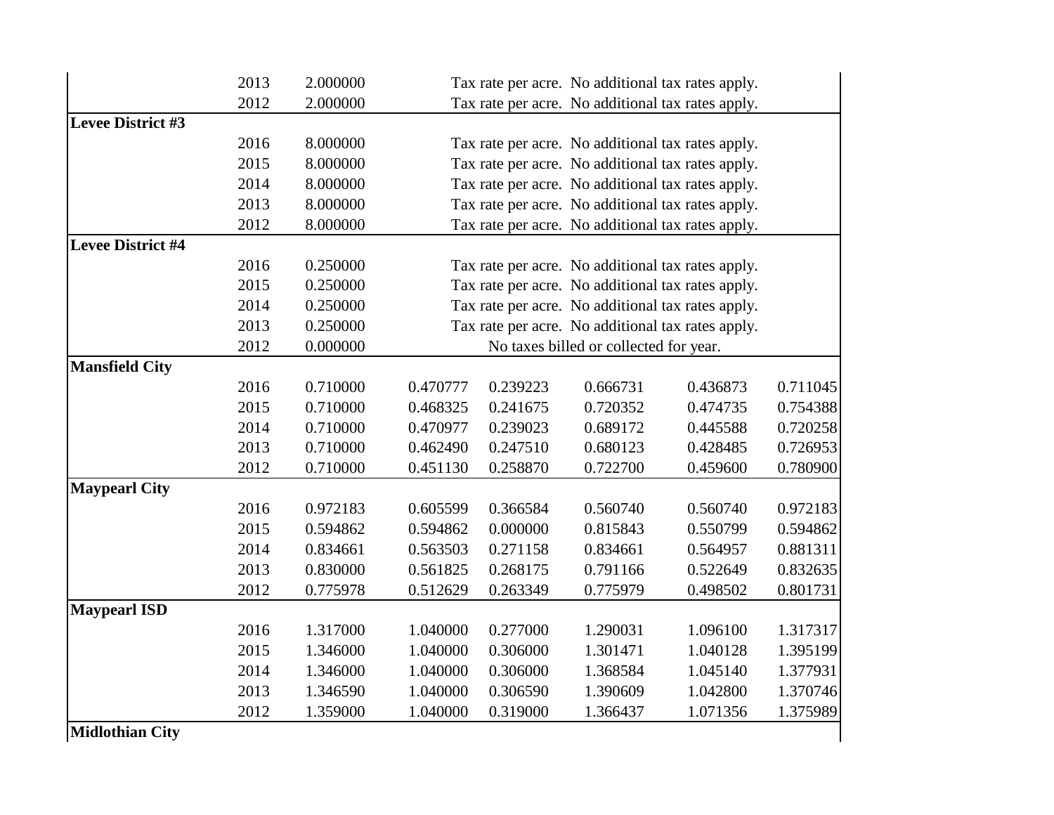| | | | | | | | |
|---|---|---|---|---|---|---|---|
| | 2013 | 2.000000 | Tax rate per acre. No additional tax rates apply. | | | | |
| | 2012 | 2.000000 | Tax rate per acre. No additional tax rates apply. | | | | |
| **Levee District #3** | | | | | | | |
| | 2016 | 8.000000 | Tax rate per acre. No additional tax rates apply. | | | | |
| | 2015 | 8.000000 | Tax rate per acre. No additional tax rates apply. | | | | |
| | 2014 | 8.000000 | Tax rate per acre. No additional tax rates apply. | | | | |
| | 2013 | 8.000000 | Tax rate per acre. No additional tax rates apply. | | | | |
| | 2012 | 8.000000 | Tax rate per acre. No additional tax rates apply. | | | | |
| **Levee District #4** | | | | | | | |
| | 2016 | 0.250000 | Tax rate per acre. No additional tax rates apply. | | | | |
| | 2015 | 0.250000 | Tax rate per acre. No additional tax rates apply. | | | | |
| | 2014 | 0.250000 | Tax rate per acre. No additional tax rates apply. | | | | |
| | 2013 | 0.250000 | Tax rate per acre. No additional tax rates apply. | | | | |
| | 2012 | 0.000000 | No taxes billed or collected for year. | | | | |
| **Mansfield City** | | | | | | | |
| | 2016 | 0.710000 | 0.470777 | 0.239223 | 0.666731 | 0.436873 | 0.711045 |
| | 2015 | 0.710000 | 0.468325 | 0.241675 | 0.720352 | 0.474735 | 0.754388 |
| | 2014 | 0.710000 | 0.470977 | 0.239023 | 0.689172 | 0.445588 | 0.720258 |
| | 2013 | 0.710000 | 0.462490 | 0.247510 | 0.680123 | 0.428485 | 0.726953 |
| | 2012 | 0.710000 | 0.451130 | 0.258870 | 0.722700 | 0.459600 | 0.780900 |
| **Maypearl City** | | | | | | | |
| | 2016 | 0.972183 | 0.605599 | 0.366584 | 0.560740 | 0.560740 | 0.972183 |
| | 2015 | 0.594862 | 0.594862 | 0.000000 | 0.815843 | 0.550799 | 0.594862 |
| | 2014 | 0.834661 | 0.563503 | 0.271158 | 0.834661 | 0.564957 | 0.881311 |
| | 2013 | 0.830000 | 0.561825 | 0.268175 | 0.791166 | 0.522649 | 0.832635 |
| | 2012 | 0.775978 | 0.512629 | 0.263349 | 0.775979 | 0.498502 | 0.801731 |
| **Maypearl ISD** | | | | | | | |
| | 2016 | 1.317000 | 1.040000 | 0.277000 | 1.290031 | 1.096100 | 1.317317 |
| | 2015 | 1.346000 | 1.040000 | 0.306000 | 1.301471 | 1.040128 | 1.395199 |
| | 2014 | 1.346000 | 1.040000 | 0.306000 | 1.368584 | 1.045140 | 1.377931 |
| | 2013 | 1.346590 | 1.040000 | 0.306590 | 1.390609 | 1.042800 | 1.370746 |
| | 2012 | 1.359000 | 1.040000 | 0.319000 | 1.366437 | 1.071356 | 1.375989 |
| **Midlothian City** | | | | | | | |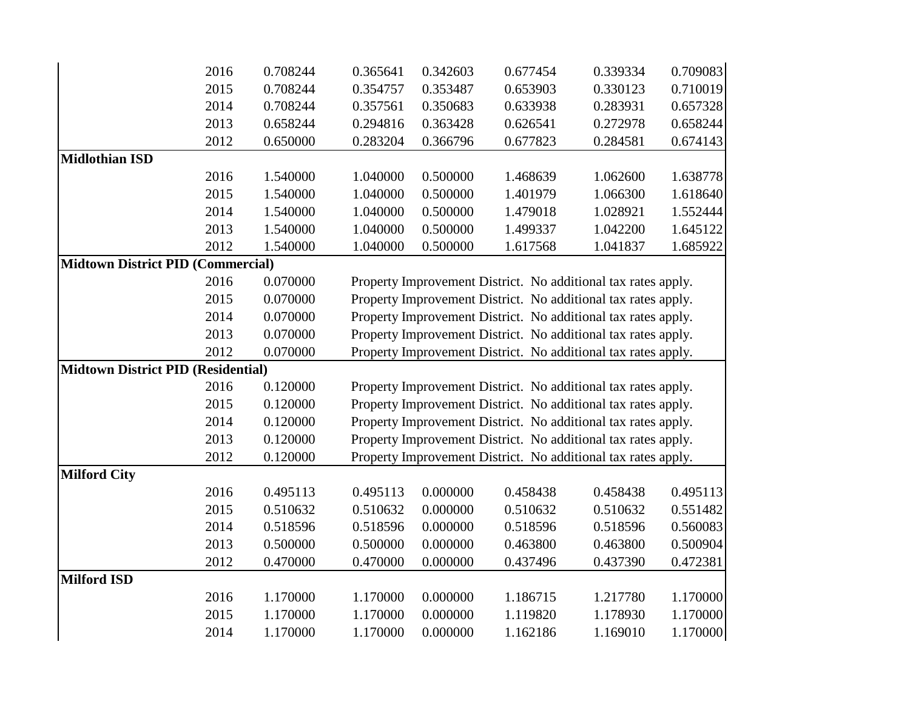| | | | | | | | |
|---|---|---|---|---|---|---|---|
| | 2016 | 0.708244 | 0.365641 | 0.342603 | 0.677454 | 0.339334 | 0.709083 |
| | 2015 | 0.708244 | 0.354757 | 0.353487 | 0.653903 | 0.330123 | 0.710019 |
| | 2014 | 0.708244 | 0.357561 | 0.350683 | 0.633938 | 0.283931 | 0.657328 |
| | 2013 | 0.658244 | 0.294816 | 0.363428 | 0.626541 | 0.272978 | 0.658244 |
| | 2012 | 0.650000 | 0.283204 | 0.366796 | 0.677823 | 0.284581 | 0.674143 |
| **Midlothian ISD** | | | | | | | |
| | 2016 | 1.540000 | 1.040000 | 0.500000 | 1.468639 | 1.062600 | 1.638778 |
| | 2015 | 1.540000 | 1.040000 | 0.500000 | 1.401979 | 1.066300 | 1.618640 |
| | 2014 | 1.540000 | 1.040000 | 0.500000 | 1.479018 | 1.028921 | 1.552444 |
| | 2013 | 1.540000 | 1.040000 | 0.500000 | 1.499337 | 1.042200 | 1.645122 |
| | 2012 | 1.540000 | 1.040000 | 0.500000 | 1.617568 | 1.041837 | 1.685922 |
| **Midtown District PID (Commercial)** | | | | | | | |
| | 2016 | 0.070000 | Property Improvement District. No additional tax rates apply. | | | | |
| | 2015 | 0.070000 | Property Improvement District. No additional tax rates apply. | | | | |
| | 2014 | 0.070000 | Property Improvement District. No additional tax rates apply. | | | | |
| | 2013 | 0.070000 | Property Improvement District. No additional tax rates apply. | | | | |
| | 2012 | 0.070000 | Property Improvement District. No additional tax rates apply. | | | | |
| **Midtown District PID (Residential)** | | | | | | | |
| | 2016 | 0.120000 | Property Improvement District. No additional tax rates apply. | | | | |
| | 2015 | 0.120000 | Property Improvement District. No additional tax rates apply. | | | | |
| | 2014 | 0.120000 | Property Improvement District. No additional tax rates apply. | | | | |
| | 2013 | 0.120000 | Property Improvement District. No additional tax rates apply. | | | | |
| | 2012 | 0.120000 | Property Improvement District. No additional tax rates apply. | | | | |
| **Milford City** | | | | | | | |
| | 2016 | 0.495113 | 0.495113 | 0.000000 | 0.458438 | 0.458438 | 0.495113 |
| | 2015 | 0.510632 | 0.510632 | 0.000000 | 0.510632 | 0.510632 | 0.551482 |
| | 2014 | 0.518596 | 0.518596 | 0.000000 | 0.518596 | 0.518596 | 0.560083 |
| | 2013 | 0.500000 | 0.500000 | 0.000000 | 0.463800 | 0.463800 | 0.500904 |
| | 2012 | 0.470000 | 0.470000 | 0.000000 | 0.437496 | 0.437390 | 0.472381 |
| **Milford ISD** | | | | | | | |
| | 2016 | 1.170000 | 1.170000 | 0.000000 | 1.186715 | 1.217780 | 1.170000 |
| | 2015 | 1.170000 | 1.170000 | 0.000000 | 1.119820 | 1.178930 | 1.170000 |
| | 2014 | 1.170000 | 1.170000 | 0.000000 | 1.162186 | 1.169010 | 1.170000 |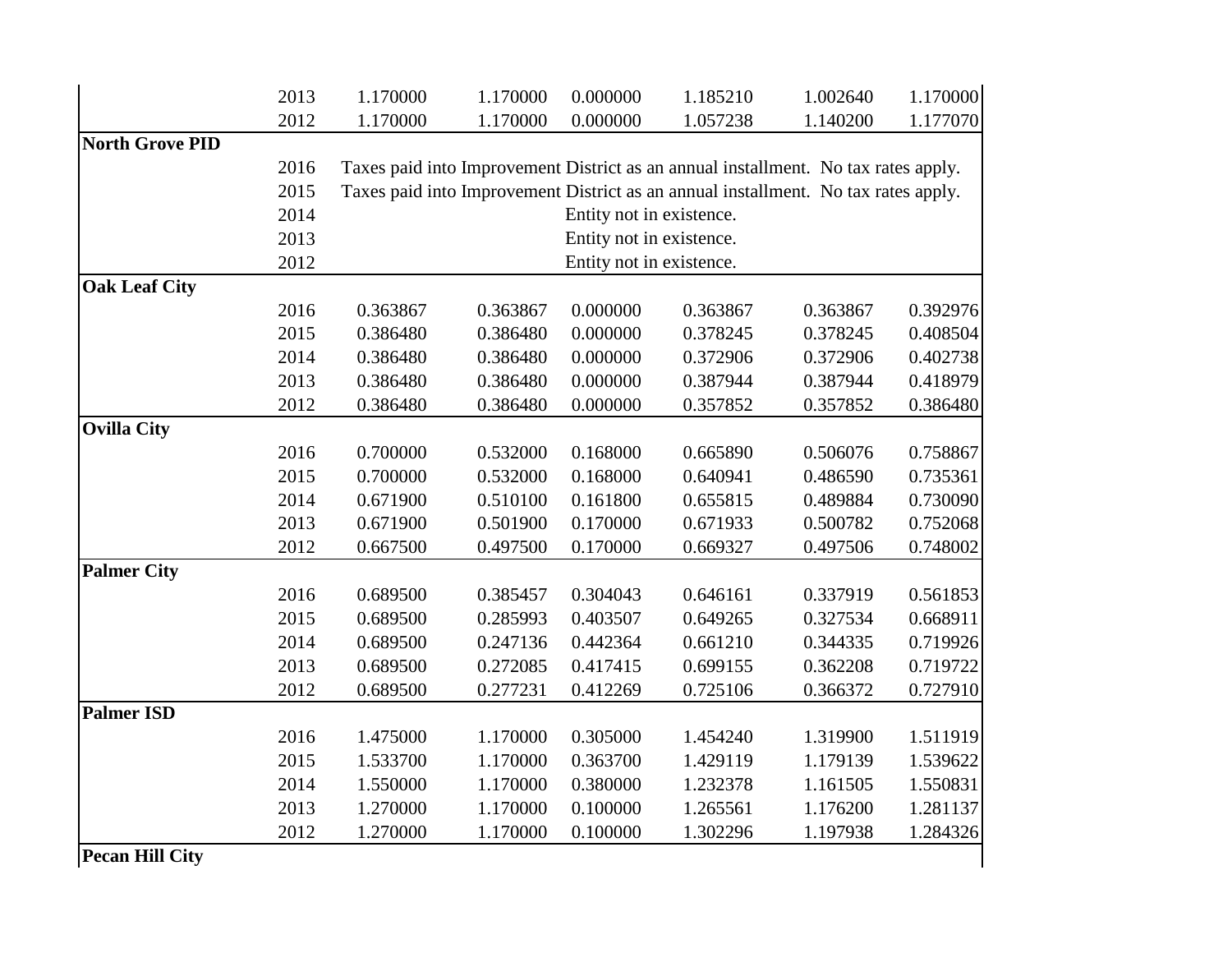| | | | | | | | |
|---|---|---|---|---|---|---|---|
| | 2013 | 1.170000 | 1.170000 | 0.000000 | 1.185210 | 1.002640 | 1.170000 |
| | 2012 | 1.170000 | 1.170000 | 0.000000 | 1.057238 | 1.140200 | 1.177070 |
| **North Grove PID** | | | | | | | |
| | 2016 | Taxes paid into Improvement District as an annual installment. No tax rates apply. | | | | | |
| | 2015 | Taxes paid into Improvement District as an annual installment. No tax rates apply. | | | | | |
| | 2014 | Entity not in existence. | | | | | |
| | 2013 | Entity not in existence. | | | | | |
| | 2012 | Entity not in existence. | | | | | |
| **Oak Leaf City** | | | | | | | |
| | 2016 | 0.363867 | 0.363867 | 0.000000 | 0.363867 | 0.363867 | 0.392976 |
| | 2015 | 0.386480 | 0.386480 | 0.000000 | 0.378245 | 0.378245 | 0.408504 |
| | 2014 | 0.386480 | 0.386480 | 0.000000 | 0.372906 | 0.372906 | 0.402738 |
| | 2013 | 0.386480 | 0.386480 | 0.000000 | 0.387944 | 0.387944 | 0.418979 |
| | 2012 | 0.386480 | 0.386480 | 0.000000 | 0.357852 | 0.357852 | 0.386480 |
| **Ovilla City** | | | | | | | |
| | 2016 | 0.700000 | 0.532000 | 0.168000 | 0.665890 | 0.506076 | 0.758867 |
| | 2015 | 0.700000 | 0.532000 | 0.168000 | 0.640941 | 0.486590 | 0.735361 |
| | 2014 | 0.671900 | 0.510100 | 0.161800 | 0.655815 | 0.489884 | 0.730090 |
| | 2013 | 0.671900 | 0.501900 | 0.170000 | 0.671933 | 0.500782 | 0.752068 |
| | 2012 | 0.667500 | 0.497500 | 0.170000 | 0.669327 | 0.497506 | 0.748002 |
| **Palmer City** | | | | | | | |
| | 2016 | 0.689500 | 0.385457 | 0.304043 | 0.646161 | 0.337919 | 0.561853 |
| | 2015 | 0.689500 | 0.285993 | 0.403507 | 0.649265 | 0.327534 | 0.668911 |
| | 2014 | 0.689500 | 0.247136 | 0.442364 | 0.661210 | 0.344335 | 0.719926 |
| | 2013 | 0.689500 | 0.272085 | 0.417415 | 0.699155 | 0.362208 | 0.719722 |
| | 2012 | 0.689500 | 0.277231 | 0.412269 | 0.725106 | 0.366372 | 0.727910 |
| **Palmer ISD** | | | | | | | |
| | 2016 | 1.475000 | 1.170000 | 0.305000 | 1.454240 | 1.319900 | 1.511919 |
| | 2015 | 1.533700 | 1.170000 | 0.363700 | 1.429119 | 1.179139 | 1.539622 |
| | 2014 | 1.550000 | 1.170000 | 0.380000 | 1.232378 | 1.161505 | 1.550831 |
| | 2013 | 1.270000 | 1.170000 | 0.100000 | 1.265561 | 1.176200 | 1.281137 |
| | 2012 | 1.270000 | 1.170000 | 0.100000 | 1.302296 | 1.197938 | 1.284326 |
| **Pecan Hill City** | | | | | | | |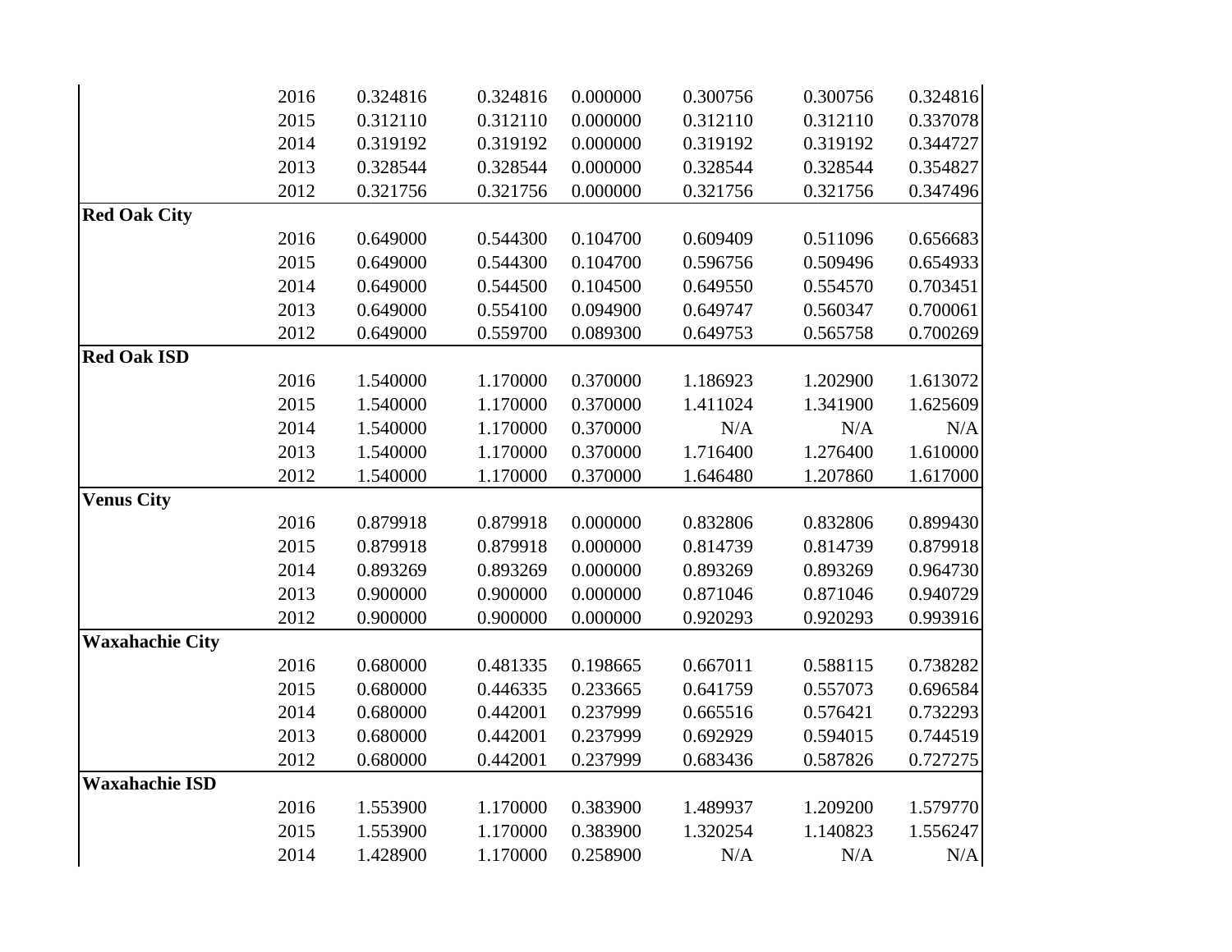| | | | | | | | |
|---|---|---|---|---|---|---|---|
| | 2016 | 0.324816 | 0.324816 | 0.000000 | 0.300756 | 0.300756 | 0.324816 |
| | 2015 | 0.312110 | 0.312110 | 0.000000 | 0.312110 | 0.312110 | 0.337078 |
| | 2014 | 0.319192 | 0.319192 | 0.000000 | 0.319192 | 0.319192 | 0.344727 |
| | 2013 | 0.328544 | 0.328544 | 0.000000 | 0.328544 | 0.328544 | 0.354827 |
| | 2012 | 0.321756 | 0.321756 | 0.000000 | 0.321756 | 0.321756 | 0.347496 |
| **Red Oak City** | | | | | | | |
| | 2016 | 0.649000 | 0.544300 | 0.104700 | 0.609409 | 0.511096 | 0.656683 |
| | 2015 | 0.649000 | 0.544300 | 0.104700 | 0.596756 | 0.509496 | 0.654933 |
| | 2014 | 0.649000 | 0.544500 | 0.104500 | 0.649550 | 0.554570 | 0.703451 |
| | 2013 | 0.649000 | 0.554100 | 0.094900 | 0.649747 | 0.560347 | 0.700061 |
| | 2012 | 0.649000 | 0.559700 | 0.089300 | 0.649753 | 0.565758 | 0.700269 |
| **Red Oak ISD** | | | | | | | |
| | 2016 | 1.540000 | 1.170000 | 0.370000 | 1.186923 | 1.202900 | 1.613072 |
| | 2015 | 1.540000 | 1.170000 | 0.370000 | 1.411024 | 1.341900 | 1.625609 |
| | 2014 | 1.540000 | 1.170000 | 0.370000 | N/A | N/A | N/A |
| | 2013 | 1.540000 | 1.170000 | 0.370000 | 1.716400 | 1.276400 | 1.610000 |
| | 2012 | 1.540000 | 1.170000 | 0.370000 | 1.646480 | 1.207860 | 1.617000 |
| **Venus City** | | | | | | | |
| | 2016 | 0.879918 | 0.879918 | 0.000000 | 0.832806 | 0.832806 | 0.899430 |
| | 2015 | 0.879918 | 0.879918 | 0.000000 | 0.814739 | 0.814739 | 0.879918 |
| | 2014 | 0.893269 | 0.893269 | 0.000000 | 0.893269 | 0.893269 | 0.964730 |
| | 2013 | 0.900000 | 0.900000 | 0.000000 | 0.871046 | 0.871046 | 0.940729 |
| | 2012 | 0.900000 | 0.900000 | 0.000000 | 0.920293 | 0.920293 | 0.993916 |
| **Waxahachie City** | | | | | | | |
| | 2016 | 0.680000 | 0.481335 | 0.198665 | 0.667011 | 0.588115 | 0.738282 |
| | 2015 | 0.680000 | 0.446335 | 0.233665 | 0.641759 | 0.557073 | 0.696584 |
| | 2014 | 0.680000 | 0.442001 | 0.237999 | 0.665516 | 0.576421 | 0.732293 |
| | 2013 | 0.680000 | 0.442001 | 0.237999 | 0.692929 | 0.594015 | 0.744519 |
| | 2012 | 0.680000 | 0.442001 | 0.237999 | 0.683436 | 0.587826 | 0.727275 |
| **Waxahachie ISD** | | | | | | | |
| | 2016 | 1.553900 | 1.170000 | 0.383900 | 1.489937 | 1.209200 | 1.579770 |
| | 2015 | 1.553900 | 1.170000 | 0.383900 | 1.320254 | 1.140823 | 1.556247 |
| | 2014 | 1.428900 | 1.170000 | 0.258900 | N/A | N/A | N/A |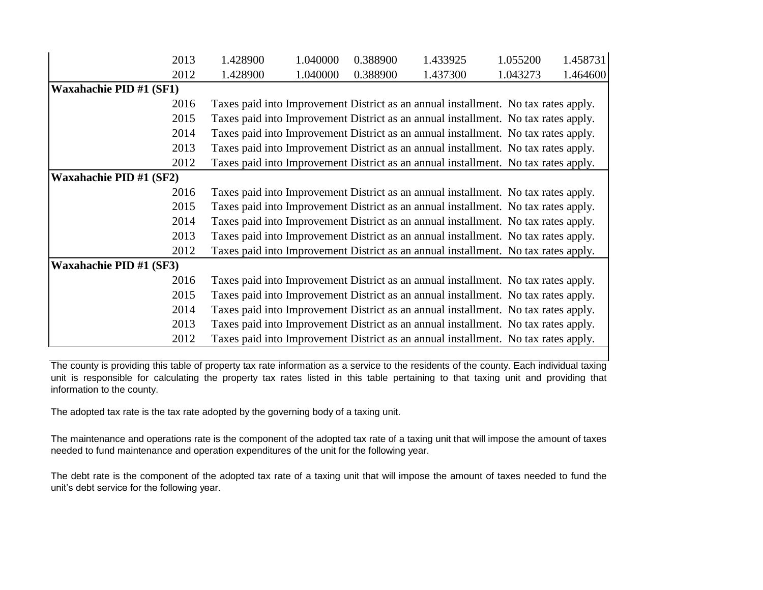| | | | | | | | |
|---|---|---|---|---|---|---|---|
| | 2013 | 1.428900 | 1.040000 | 0.388900 | 1.433925 | 1.055200 | 1.458731 |
| | 2012 | 1.428900 | 1.040000 | 0.388900 | 1.437300 | 1.043273 | 1.464600 |
| **Waxahachie PID #1 (SF1)** | | | | | | | |
| | 2016 | Taxes paid into Improvement District as an annual installment. No tax rates apply. | | | | | |
| | 2015 | Taxes paid into Improvement District as an annual installment. No tax rates apply. | | | | | |
| | 2014 | Taxes paid into Improvement District as an annual installment. No tax rates apply. | | | | | |
| | 2013 | Taxes paid into Improvement District as an annual installment. No tax rates apply. | | | | | |
| | 2012 | Taxes paid into Improvement District as an annual installment. No tax rates apply. | | | | | |
| **Waxahachie PID #1 (SF2)** | | | | | | | |
| | 2016 | Taxes paid into Improvement District as an annual installment. No tax rates apply. | | | | | |
| | 2015 | Taxes paid into Improvement District as an annual installment. No tax rates apply. | | | | | |
| | 2014 | Taxes paid into Improvement District as an annual installment. No tax rates apply. | | | | | |
| | 2013 | Taxes paid into Improvement District as an annual installment. No tax rates apply. | | | | | |
| | 2012 | Taxes paid into Improvement District as an annual installment. No tax rates apply. | | | | | |
| **Waxahachie PID #1 (SF3)** | | | | | | | |
| | 2016 | Taxes paid into Improvement District as an annual installment. No tax rates apply. | | | | | |
| | 2015 | Taxes paid into Improvement District as an annual installment. No tax rates apply. | | | | | |
| | 2014 | Taxes paid into Improvement District as an annual installment. No tax rates apply. | | | | | |
| | 2013 | Taxes paid into Improvement District as an annual installment. No tax rates apply. | | | | | |
| | 2012 | Taxes paid into Improvement District as an annual installment. No tax rates apply. | | | | | |

The county is providing this table of property tax rate information as a service to the residents of the county. Each individual taxing unit is responsible for calculating the property tax rates listed in this table pertaining to that taxing unit and providing that information to the county.

The adopted tax rate is the tax rate adopted by the governing body of a taxing unit.

The maintenance and operations rate is the component of the adopted tax rate of a taxing unit that will impose the amount of taxes needed to fund maintenance and operation expenditures of the unit for the following year.

The debt rate is the component of the adopted tax rate of a taxing unit that will impose the amount of taxes needed to fund the unit's debt service for the following year.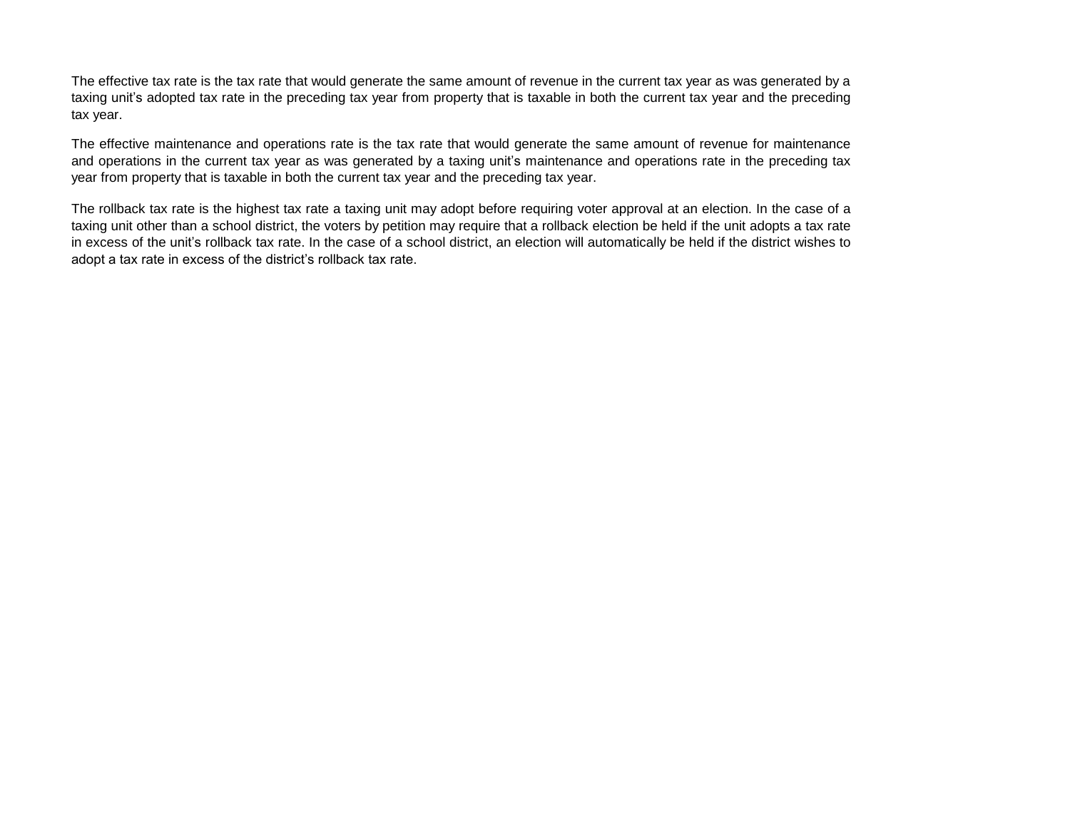The effective tax rate is the tax rate that would generate the same amount of revenue in the current tax year as was generated by a taxing unit's adopted tax rate in the preceding tax year from property that is taxable in both the current tax year and the preceding tax year.

The effective maintenance and operations rate is the tax rate that would generate the same amount of revenue for maintenance and operations in the current tax year as was generated by a taxing unit's maintenance and operations rate in the preceding tax year from property that is taxable in both the current tax year and the preceding tax year.

The rollback tax rate is the highest tax rate a taxing unit may adopt before requiring voter approval at an election. In the case of a taxing unit other than a school district, the voters by petition may require that a rollback election be held if the unit adopts a tax rate in excess of the unit's rollback tax rate. In the case of a school district, an election will automatically be held if the district wishes to adopt a tax rate in excess of the district's rollback tax rate.